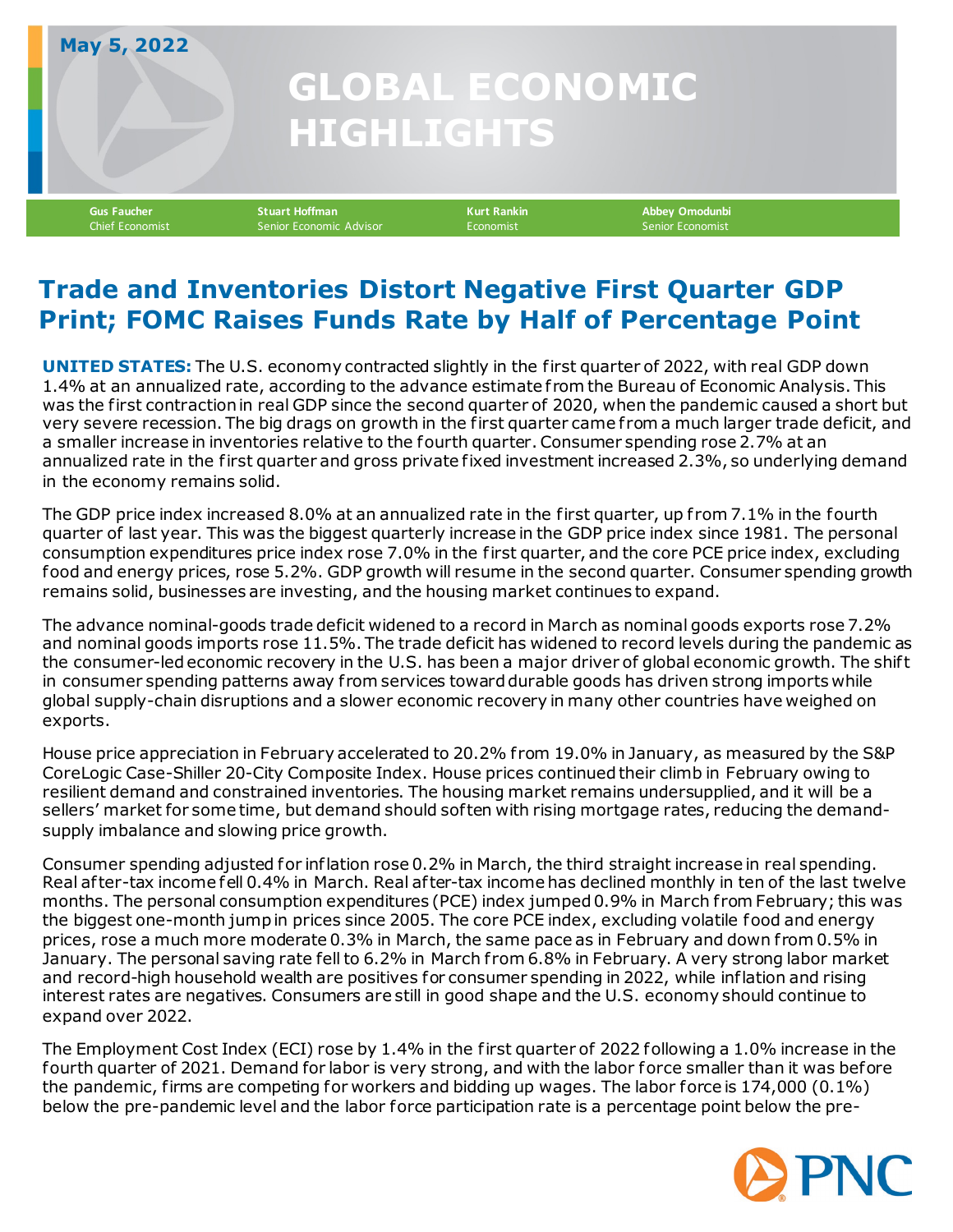May 5, 2022

# GLOBAL ECONOMIC HIGHLIGHTS

**Gus Faucher** Chief Economist | **Stuart Hoffman** Senior Economic Advisor | **Kurt Rankin** Economist | **Abbey Omodunbi** Senior Economist

## Trade and Inventories Distort Negative First Quarter GDP Print; FOMC Raises Funds Rate by Half of Percentage Point

**UNITED STATES:** The U.S. economy contracted slightly in the first quarter of 2022, with real GDP down 1.4% at an annualized rate, according to the advance estimate from the Bureau of Economic Analysis. This was the first contraction in real GDP since the second quarter of 2020, when the pandemic caused a short but very severe recession. The big drags on growth in the first quarter came from a much larger trade deficit, and a smaller increase in inventories relative to the fourth quarter. Consumer spending rose 2.7% at an annualized rate in the first quarter and gross private fixed investment increased 2.3%, so underlying demand in the economy remains solid.

The GDP price index increased 8.0% at an annualized rate in the first quarter, up from 7.1% in the fourth quarter of last year. This was the biggest quarterly increase in the GDP price index since 1981. The personal consumption expenditures price index rose 7.0% in the first quarter, and the core PCE price index, excluding food and energy prices, rose 5.2%. GDP growth will resume in the second quarter. Consumer spending growth remains solid, businesses are investing, and the housing market continues to expand.

The advance nominal-goods trade deficit widened to a record in March as nominal goods exports rose 7.2% and nominal goods imports rose 11.5%. The trade deficit has widened to record levels during the pandemic as the consumer-led economic recovery in the U.S. has been a major driver of global economic growth. The shift in consumer spending patterns away from services toward durable goods has driven strong imports while global supply-chain disruptions and a slower economic recovery in many other countries have weighed on exports.

House price appreciation in February accelerated to 20.2% from 19.0% in January, as measured by the S&P CoreLogic Case-Shiller 20-City Composite Index. House prices continued their climb in February owing to resilient demand and constrained inventories. The housing market remains undersupplied, and it will be a sellers' market for some time, but demand should soften with rising mortgage rates, reducing the demand-supply imbalance and slowing price growth.

Consumer spending adjusted for inflation rose 0.2% in March, the third straight increase in real spending. Real after-tax income fell 0.4% in March. Real after-tax income has declined monthly in ten of the last twelve months. The personal consumption expenditures (PCE) index jumped 0.9% in March from February; this was the biggest one-month jump in prices since 2005. The core PCE index, excluding volatile food and energy prices, rose a much more moderate 0.3% in March, the same pace as in February and down from 0.5% in January. The personal saving rate fell to 6.2% in March from 6.8% in February. A very strong labor market and record-high household wealth are positives for consumer spending in 2022, while inflation and rising interest rates are negatives. Consumers are still in good shape and the U.S. economy should continue to expand over 2022.

The Employment Cost Index (ECI) rose by 1.4% in the first quarter of 2022 following a 1.0% increase in the fourth quarter of 2021. Demand for labor is very strong, and with the labor force smaller than it was before the pandemic, firms are competing for workers and bidding up wages. The labor force is 174,000 (0.1%) below the pre-pandemic level and the labor force participation rate is a percentage point below the pre-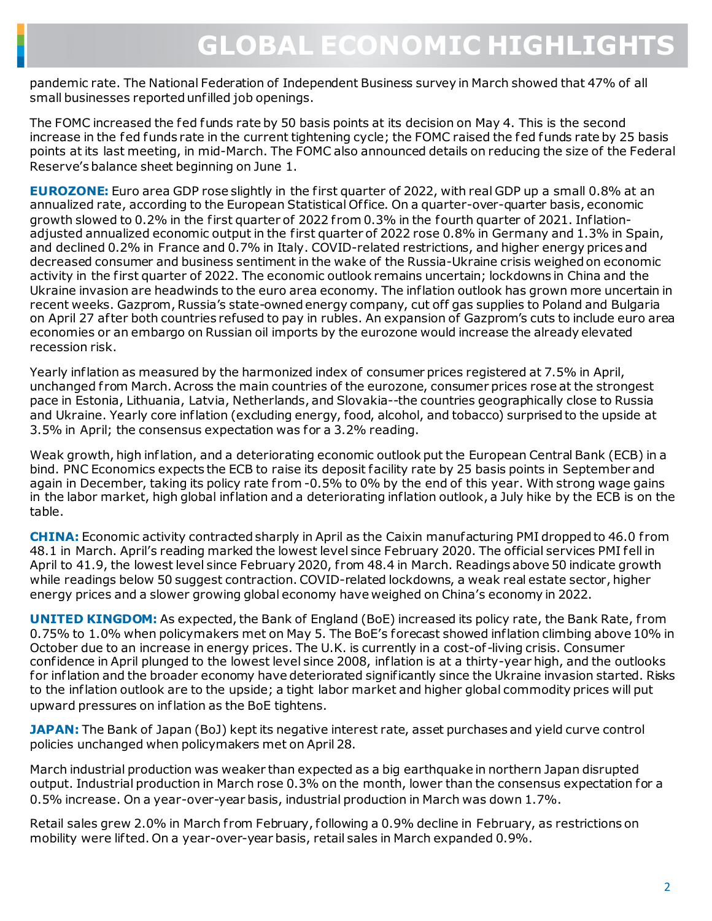pandemic rate. The National Federation of Independent Business survey in March showed that 47% of all small businesses reported unfilled job openings.

The FOMC increased the fed funds rate by 50 basis points at its decision on May 4. This is the second increase in the fed funds rate in the current tightening cycle; the FOMC raised the fed funds rate by 25 basis points at its last meeting, in mid-March. The FOMC also announced details on reducing the size of the Federal Reserve's balance sheet beginning on June 1.

**EUROZONE:** Euro area GDP rose slightly in the first quarter of 2022, with real GDP up a small 0.8% at an annualized rate, according to the European Statistical Office. On a quarter-over-quarter basis, economic growth slowed to 0.2% in the first quarter of 2022 from 0.3% in the fourth quarter of 2021. Inflation-adjusted annualized economic output in the first quarter of 2022 rose 0.8% in Germany and 1.3% in Spain, and declined 0.2% in France and 0.7% in Italy. COVID-related restrictions, and higher energy prices and decreased consumer and business sentiment in the wake of the Russia-Ukraine crisis weighed on economic activity in the first quarter of 2022. The economic outlook remains uncertain; lockdowns in China and the Ukraine invasion are headwinds to the euro area economy. The inflation outlook has grown more uncertain in recent weeks. Gazprom, Russia's state-owned energy company, cut off gas supplies to Poland and Bulgaria on April 27 after both countries refused to pay in rubles. An expansion of Gazprom's cuts to include euro area economies or an embargo on Russian oil imports by the eurozone would increase the already elevated recession risk.

Yearly inflation as measured by the harmonized index of consumer prices registered at 7.5% in April, unchanged from March. Across the main countries of the eurozone, consumer prices rose at the strongest pace in Estonia, Lithuania, Latvia, Netherlands, and Slovakia--the countries geographically close to Russia and Ukraine. Yearly core inflation (excluding energy, food, alcohol, and tobacco) surprised to the upside at 3.5% in April; the consensus expectation was for a 3.2% reading.

Weak growth, high inflation, and a deteriorating economic outlook put the European Central Bank (ECB) in a bind. PNC Economics expects the ECB to raise its deposit facility rate by 25 basis points in September and again in December, taking its policy rate from -0.5% to 0% by the end of this year. With strong wage gains in the labor market, high global inflation and a deteriorating inflation outlook, a July hike by the ECB is on the table.

**CHINA:** Economic activity contracted sharply in April as the Caixin manufacturing PMI dropped to 46.0 from 48.1 in March. April's reading marked the lowest level since February 2020. The official services PMI fell in April to 41.9, the lowest level since February 2020, from 48.4 in March. Readings above 50 indicate growth while readings below 50 suggest contraction. COVID-related lockdowns, a weak real estate sector, higher energy prices and a slower growing global economy have weighed on China's economy in 2022.

**UNITED KINGDOM:** As expected, the Bank of England (BoE) increased its policy rate, the Bank Rate, from 0.75% to 1.0% when policymakers met on May 5. The BoE's forecast showed inflation climbing above 10% in October due to an increase in energy prices. The U.K. is currently in a cost-of-living crisis. Consumer confidence in April plunged to the lowest level since 2008, inflation is at a thirty-year high, and the outlooks for inflation and the broader economy have deteriorated significantly since the Ukraine invasion started. Risks to the inflation outlook are to the upside; a tight labor market and higher global commodity prices will put upward pressures on inflation as the BoE tightens.

**JAPAN:** The Bank of Japan (BoJ) kept its negative interest rate, asset purchases and yield curve control policies unchanged when policymakers met on April 28.

March industrial production was weaker than expected as a big earthquake in northern Japan disrupted output. Industrial production in March rose 0.3% on the month, lower than the consensus expectation for a 0.5% increase. On a year-over-year basis, industrial production in March was down 1.7%.

Retail sales grew 2.0% in March from February, following a 0.9% decline in February, as restrictions on mobility were lifted. On a year-over-year basis, retail sales in March expanded 0.9%.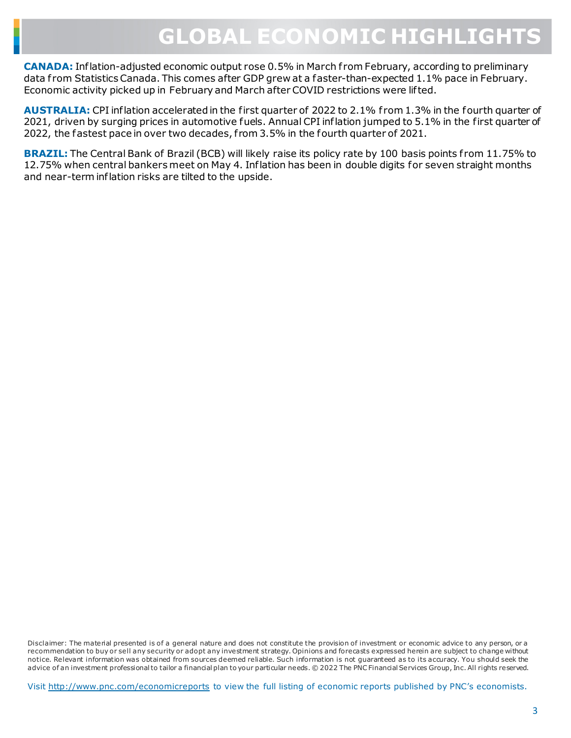# GLOBAL ECONOMIC HIGHLIGHTS

**CANADA:** Inflation-adjusted economic output rose 0.5% in March from February, according to preliminary data from Statistics Canada. This comes after GDP grew at a faster-than-expected 1.1% pace in February. Economic activity picked up in February and March after COVID restrictions were lifted.

**AUSTRALIA:** CPI inflation accelerated in the first quarter of 2022 to 2.1% from 1.3% in the fourth quarter of 2021, driven by surging prices in automotive fuels. Annual CPI inflation jumped to 5.1% in the first quarter of 2022, the fastest pace in over two decades, from 3.5% in the fourth quarter of 2021.

**BRAZIL:** The Central Bank of Brazil (BCB) will likely raise its policy rate by 100 basis points from 11.75% to 12.75% when central bankers meet on May 4. Inflation has been in double digits for seven straight months and near-term inflation risks are tilted to the upside.

Disclaimer: The material presented is of a general nature and does not constitute the provision of investment or economic advice to any person, or a recommendation to buy or sell any security or adopt any investment strategy. Opinions and forecasts expressed herein are subject to change without notice. Relevant information was obtained from sources deemed reliable. Such information is not guaranteed as to its accuracy. You should seek the advice of an investment professional to tailor a financial plan to your particular needs. © 2022 The PNC Financial Services Group, Inc. All rights reserved.

Visit http://www.pnc.com/economicreports to view the full listing of economic reports published by PNC's economists.